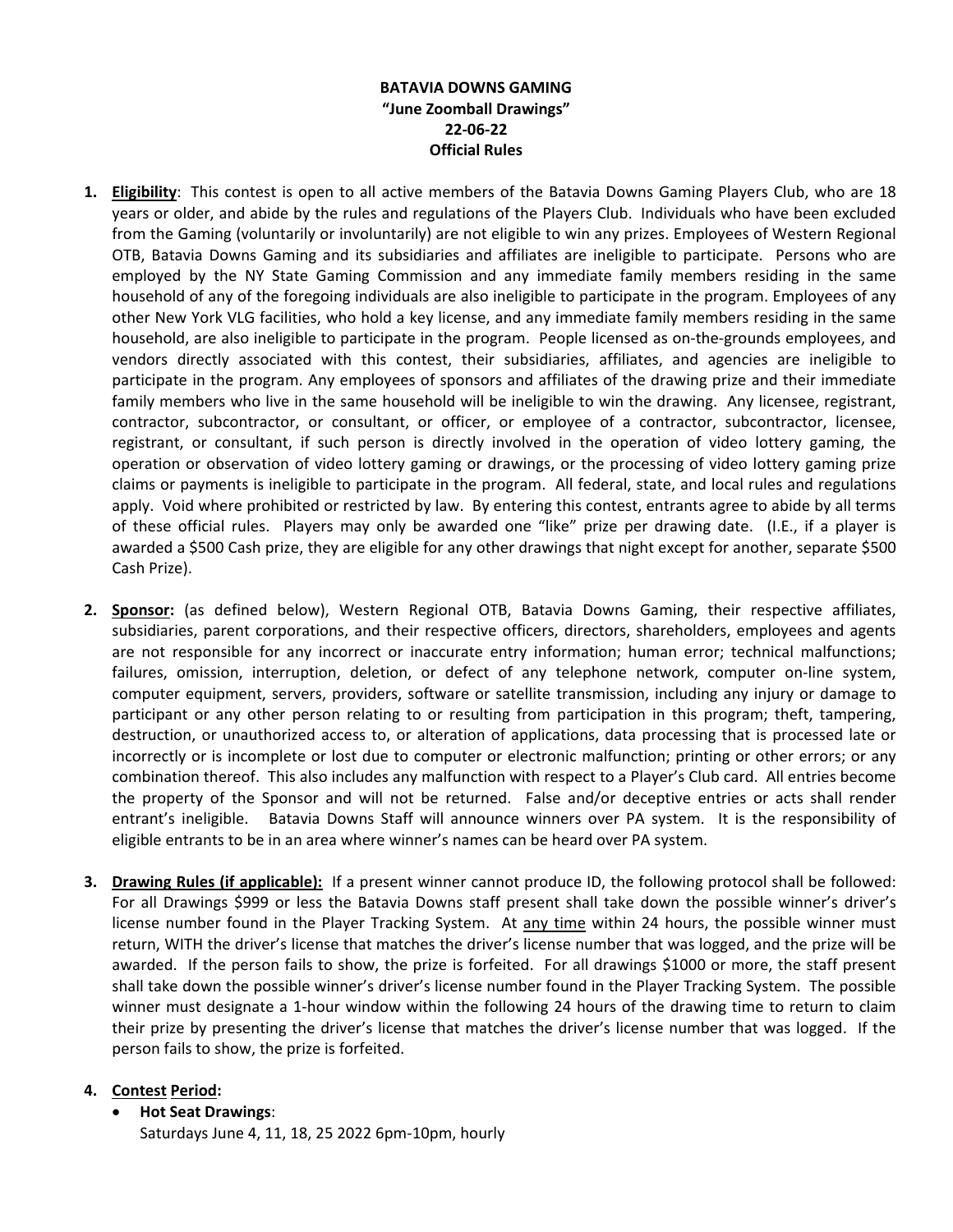**BATAVIA DOWNS GAMING**
**"June Zoomball Drawings"**
**22-06-22**
**Official Rules**

1. **Eligibility**: This contest is open to all active members of the Batavia Downs Gaming Players Club, who are 18 years or older, and abide by the rules and regulations of the Players Club. Individuals who have been excluded from the Gaming (voluntarily or involuntarily) are not eligible to win any prizes. Employees of Western Regional OTB, Batavia Downs Gaming and its subsidiaries and affiliates are ineligible to participate. Persons who are employed by the NY State Gaming Commission and any immediate family members residing in the same household of any of the foregoing individuals are also ineligible to participate in the program. Employees of any other New York VLG facilities, who hold a key license, and any immediate family members residing in the same household, are also ineligible to participate in the program. People licensed as on-the-grounds employees, and vendors directly associated with this contest, their subsidiaries, affiliates, and agencies are ineligible to participate in the program. Any employees of sponsors and affiliates of the drawing prize and their immediate family members who live in the same household will be ineligible to win the drawing. Any licensee, registrant, contractor, subcontractor, or consultant, or officer, or employee of a contractor, subcontractor, licensee, registrant, or consultant, if such person is directly involved in the operation of video lottery gaming, the operation or observation of video lottery gaming or drawings, or the processing of video lottery gaming prize claims or payments is ineligible to participate in the program. All federal, state, and local rules and regulations apply. Void where prohibited or restricted by law. By entering this contest, entrants agree to abide by all terms of these official rules. Players may only be awarded one "like" prize per drawing date. (I.E., if a player is awarded a $500 Cash prize, they are eligible for any other drawings that night except for another, separate $500 Cash Prize).

2. **Sponsor:** (as defined below), Western Regional OTB, Batavia Downs Gaming, their respective affiliates, subsidiaries, parent corporations, and their respective officers, directors, shareholders, employees and agents are not responsible for any incorrect or inaccurate entry information; human error; technical malfunctions; failures, omission, interruption, deletion, or defect of any telephone network, computer on-line system, computer equipment, servers, providers, software or satellite transmission, including any injury or damage to participant or any other person relating to or resulting from participation in this program; theft, tampering, destruction, or unauthorized access to, or alteration of applications, data processing that is processed late or incorrectly or is incomplete or lost due to computer or electronic malfunction; printing or other errors; or any combination thereof. This also includes any malfunction with respect to a Player's Club card. All entries become the property of the Sponsor and will not be returned. False and/or deceptive entries or acts shall render entrant's ineligible. Batavia Downs Staff will announce winners over PA system. It is the responsibility of eligible entrants to be in an area where winner's names can be heard over PA system.

3. **Drawing Rules (if applicable):** If a present winner cannot produce ID, the following protocol shall be followed: For all Drawings $999 or less the Batavia Downs staff present shall take down the possible winner's driver's license number found in the Player Tracking System. At any time within 24 hours, the possible winner must return, WITH the driver's license that matches the driver's license number that was logged, and the prize will be awarded. If the person fails to show, the prize is forfeited. For all drawings $1000 or more, the staff present shall take down the possible winner's driver's license number found in the Player Tracking System. The possible winner must designate a 1-hour window within the following 24 hours of the drawing time to return to claim their prize by presenting the driver's license that matches the driver's license number that was logged. If the person fails to show, the prize is forfeited.

4. **Contest Period:**
   - **Hot Seat Drawings**:
     Saturdays June 4, 11, 18, 25 2022 6pm-10pm, hourly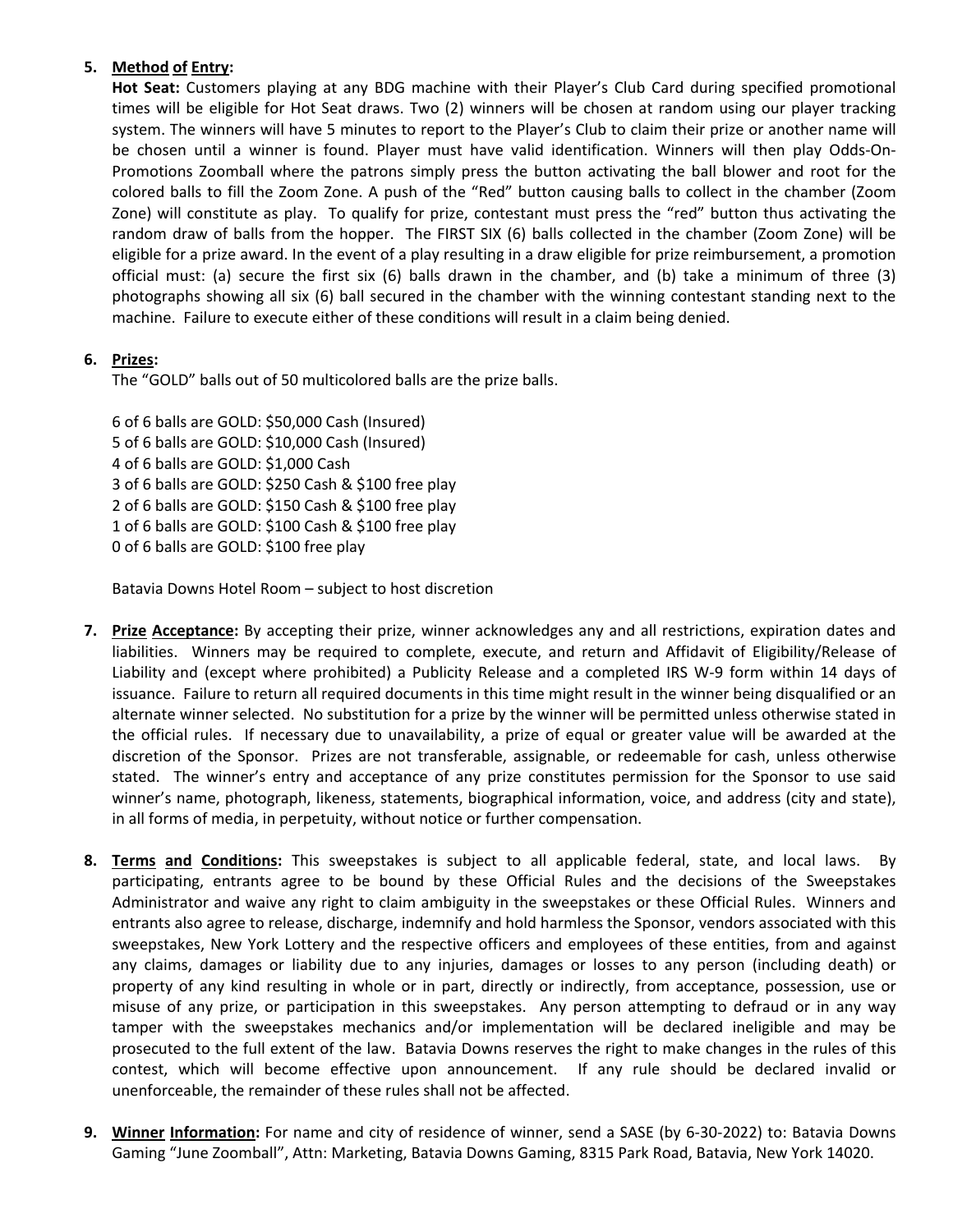5. **Method of Entry:**
   **Hot Seat:** Customers playing at any BDG machine with their Player's Club Card during specified promotional times will be eligible for Hot Seat draws. Two (2) winners will be chosen at random using our player tracking system. The winners will have 5 minutes to report to the Player's Club to claim their prize or another name will be chosen until a winner is found. Player must have valid identification. Winners will then play Odds-On-Promotions Zoomball where the patrons simply press the button activating the ball blower and root for the colored balls to fill the Zoom Zone. A push of the "Red" button causing balls to collect in the chamber (Zoom Zone) will constitute as play. To qualify for prize, contestant must press the "red" button thus activating the random draw of balls from the hopper. The FIRST SIX (6) balls collected in the chamber (Zoom Zone) will be eligible for a prize award. In the event of a play resulting in a draw eligible for prize reimbursement, a promotion official must: (a) secure the first six (6) balls drawn in the chamber, and (b) take a minimum of three (3) photographs showing all six (6) ball secured in the chamber with the winning contestant standing next to the machine. Failure to execute either of these conditions will result in a claim being denied.

6. **Prizes:**
   The "GOLD" balls out of 50 multicolored balls are the prize balls.

   6 of 6 balls are GOLD: $50,000 Cash (Insured)
   5 of 6 balls are GOLD: $10,000 Cash (Insured)
   4 of 6 balls are GOLD: $1,000 Cash
   3 of 6 balls are GOLD: $250 Cash & $100 free play
   2 of 6 balls are GOLD: $150 Cash & $100 free play
   1 of 6 balls are GOLD: $100 Cash & $100 free play
   0 of 6 balls are GOLD: $100 free play

   Batavia Downs Hotel Room – subject to host discretion

7. **Prize Acceptance:** By accepting their prize, winner acknowledges any and all restrictions, expiration dates and liabilities. Winners may be required to complete, execute, and return and Affidavit of Eligibility/Release of Liability and (except where prohibited) a Publicity Release and a completed IRS W-9 form within 14 days of issuance. Failure to return all required documents in this time might result in the winner being disqualified or an alternate winner selected. No substitution for a prize by the winner will be permitted unless otherwise stated in the official rules. If necessary due to unavailability, a prize of equal or greater value will be awarded at the discretion of the Sponsor. Prizes are not transferable, assignable, or redeemable for cash, unless otherwise stated. The winner's entry and acceptance of any prize constitutes permission for the Sponsor to use said winner's name, photograph, likeness, statements, biographical information, voice, and address (city and state), in all forms of media, in perpetuity, without notice or further compensation.

8. **Terms and Conditions:** This sweepstakes is subject to all applicable federal, state, and local laws. By participating, entrants agree to be bound by these Official Rules and the decisions of the Sweepstakes Administrator and waive any right to claim ambiguity in the sweepstakes or these Official Rules. Winners and entrants also agree to release, discharge, indemnify and hold harmless the Sponsor, vendors associated with this sweepstakes, New York Lottery and the respective officers and employees of these entities, from and against any claims, damages or liability due to any injuries, damages or losses to any person (including death) or property of any kind resulting in whole or in part, directly or indirectly, from acceptance, possession, use or misuse of any prize, or participation in this sweepstakes. Any person attempting to defraud or in any way tamper with the sweepstakes mechanics and/or implementation will be declared ineligible and may be prosecuted to the full extent of the law. Batavia Downs reserves the right to make changes in the rules of this contest, which will become effective upon announcement. If any rule should be declared invalid or unenforceable, the remainder of these rules shall not be affected.

9. **Winner Information:** For name and city of residence of winner, send a SASE (by 6-30-2022) to: Batavia Downs Gaming "June Zoomball", Attn: Marketing, Batavia Downs Gaming, 8315 Park Road, Batavia, New York 14020.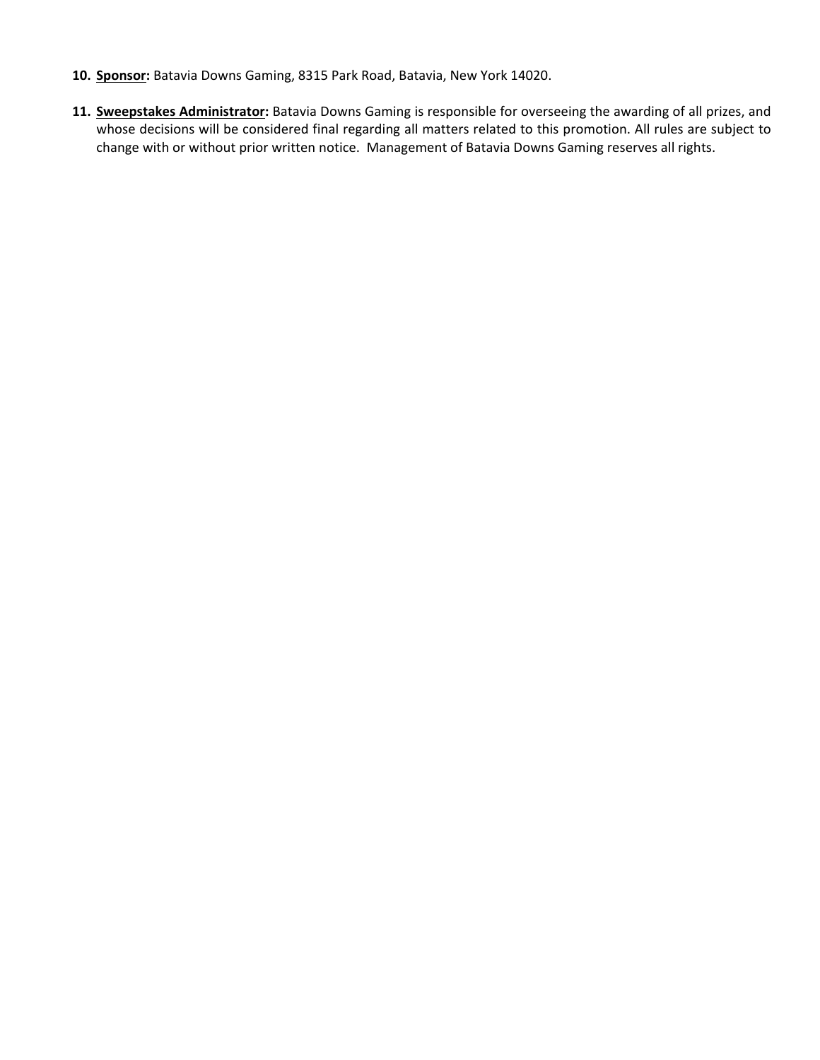10. **<u>Sponsor</u>:** Batavia Downs Gaming, 8315 Park Road, Batavia, New York 14020.

11. **<u>Sweepstakes Administrator</u>:** Batavia Downs Gaming is responsible for overseeing the awarding of all prizes, and whose decisions will be considered final regarding all matters related to this promotion. All rules are subject to change with or without prior written notice. Management of Batavia Downs Gaming reserves all rights.